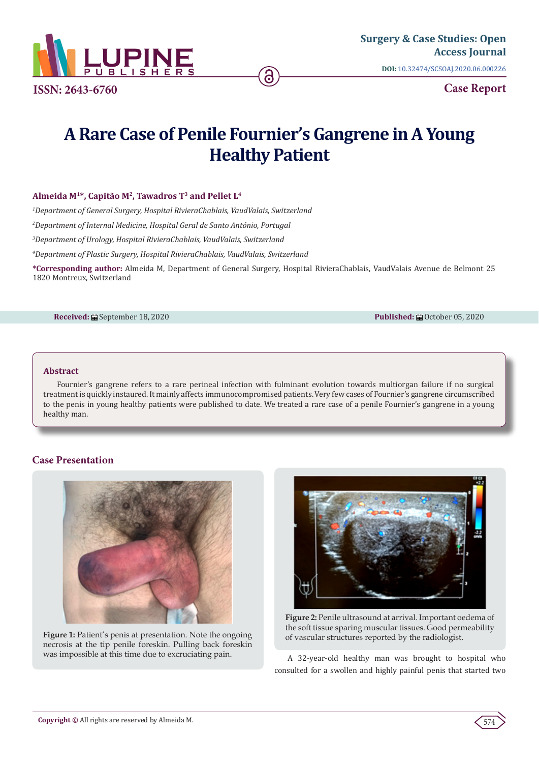Surgery & Case Studies: Open Access Journal

DOI: 10.32474/SCSOAJ.2020.06.000226

ISSN: 2643-6760

Case Report

# A Rare Case of Penile Fournier's Gangrene in A Young Healthy Patient

**Almeida M[1]*, Capitão M[2], Tawadros T[3] and Pellet L[4]**

*[1]Department of General Surgery, Hospital RivieraChablais, VaudValais, Switzerland*

*[2]Department of Internal Medicine, Hospital Geral de Santo António, Portugal*

*[3]Department of Urology, Hospital RivieraChablais, VaudValais, Switzerland*

*[4]Department of Plastic Surgery, Hospital RivieraChablais, VaudValais, Switzerland*

**\*Corresponding author:** Almeida M, Department of General Surgery, Hospital RivieraChablais, VaudValais Avenue de Belmont 25 1820 Montreux, Switzerland

**Received:** September 18, 2020 **Published:** October 05, 2020

## Abstract

Fournier's gangrene refers to a rare perineal infection with fulminant evolution towards multiorgan failure if no surgical treatment is quickly instaured. It mainly affects immunocompromised patients. Very few cases of Fournier's gangrene circumscribed to the penis in young healthy patients were published to date. We treated a rare case of a penile Fournier's gangrene in a young healthy man.

## Case Presentation

**Figure 1:** Patient's penis at presentation. Note the ongoing necrosis at the tip penile foreskin. Pulling back foreskin was impossible at this time due to excruciating pain.

**Figure 2:** Penile ultrasound at arrival. Important oedema of the soft tissue sparing muscular tissues. Good permeability of vascular structures reported by the radiologist.

A 32-year-old healthy man was brought to hospital who consulted for a swollen and highly painful penis that started two

**Copyright ©** All rights are reserved by Almeida M.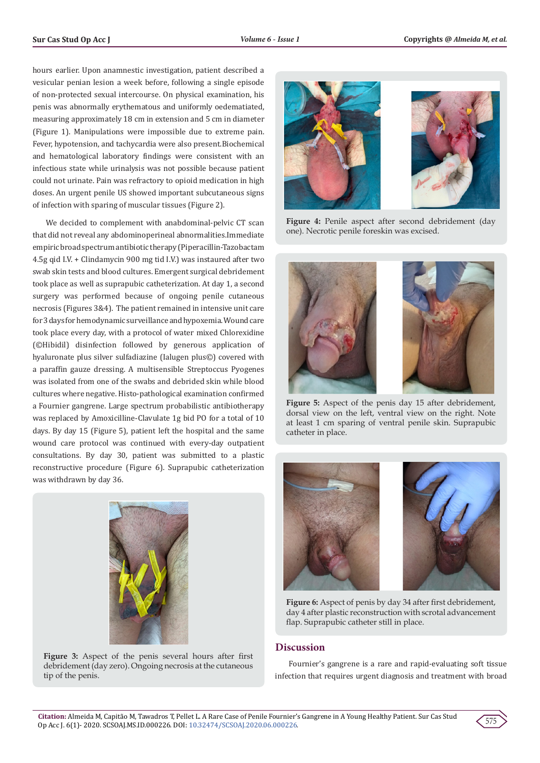hours earlier. Upon anamnestic investigation, patient described a vesicular penian lesion a week before, following a single episode of non-protected sexual intercourse. On physical examination, his penis was abnormally erythematous and uniformly oedematiated, measuring approximately 18 cm in extension and 5 cm in diameter (Figure 1). Manipulations were impossible due to extreme pain. Fever, hypotension, and tachycardia were also present.Biochemical and hematological laboratory findings were consistent with an infectious state while urinalysis was not possible because patient could not urinate. Pain was refractory to opioid medication in high doses. An urgent penile US showed important subcutaneous signs of infection with sparing of muscular tissues (Figure 2).

We decided to complement with anabdominal-pelvic CT scan that did not reveal any abdominoperineal abnormalities.Immediate empiric broad spectrum antibiotic therapy (Piperacillin-Tazobactam 4.5g qid I.V. + Clindamycin 900 mg tid I.V.) was instaured after two swab skin tests and blood cultures. Emergent surgical debridement took place as well as suprapubic catheterization. At day 1, a second surgery was performed because of ongoing penile cutaneous necrosis (Figures 3&4). The patient remained in intensive unit care for 3 days for hemodynamic surveillance and hypoxemia. Wound care took place every day, with a protocol of water mixed Chlorexidine (©Hibidil) disinfection followed by generous application of hyaluronate plus silver sulfadiazine (Ialugen plus©) covered with a paraffin gauze dressing. A multisensible Streptoccus Pyogenes was isolated from one of the swabs and debrided skin while blood cultures where negative. Histo-pathological examination confirmed a Fournier gangrene. Large spectrum probabilistic antibiotherapy was replaced by Amoxicilline-Clavulate 1g bid PO for a total of 10 days. By day 15 (Figure 5), patient left the hospital and the same wound care protocol was continued with every-day outpatient consultations. By day 30, patient was submitted to a plastic reconstructive procedure (Figure 6). Suprapubic catheterization was withdrawn by day 36.

**Figure 3:** Aspect of the penis several hours after first debridement (day zero). Ongoing necrosis at the cutaneous tip of the penis.

**Figure 4:** Penile aspect after second debridement (day one). Necrotic penile foreskin was excised.

**Figure 5:** Aspect of the penis day 15 after debridement, dorsal view on the left, ventral view on the right. Note at least 1 cm sparing of ventral penile skin. Suprapubic catheter in place.

**Figure 6:** Aspect of penis by day 34 after first debridement, day 4 after plastic reconstruction with scrotal advancement flap. Suprapubic catheter still in place.

## Discussion

Fournier's gangrene is a rare and rapid-evaluating soft tissue infection that requires urgent diagnosis and treatment with broad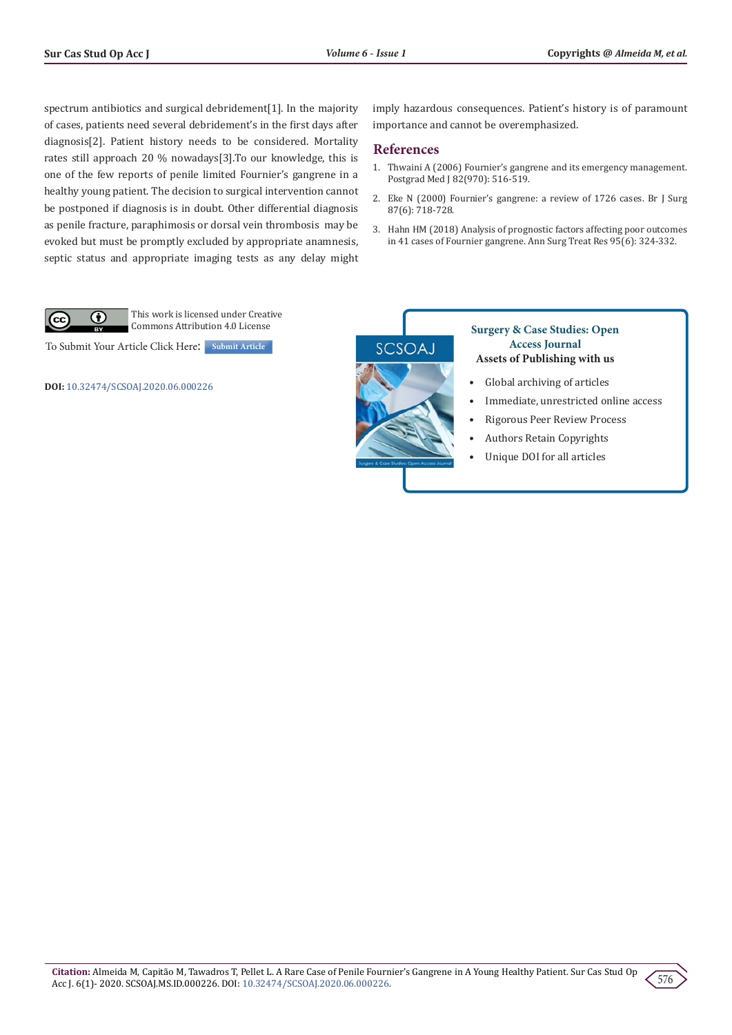spectrum antibiotics and surgical debridement[1]. In the majority of cases, patients need several debridement's in the first days after diagnosis[2]. Patient history needs to be considered. Mortality rates still approach 20 % nowadays[3].To our knowledge, this is one of the few reports of penile limited Fournier's gangrene in a healthy young patient. The decision to surgical intervention cannot be postponed if diagnosis is in doubt. Other differential diagnosis as penile fracture, paraphimosis or dorsal vein thrombosis may be evoked but must be promptly excluded by appropriate anamnesis, septic status and appropriate imaging tests as any delay might imply hazardous consequences. Patient's history is of paramount importance and cannot be overemphasized.

## References

1. Thwaini A (2006) Fournier's gangrene and its emergency management. Postgrad Med J 82(970): 516-519.
2. Eke N (2000) Fournier's gangrene: a review of 1726 cases. Br J Surg 87(6): 718-728.
3. Hahn HM (2018) Analysis of prognostic factors affecting poor outcomes in 41 cases of Fournier gangrene. Ann Surg Treat Res 95(6): 324-332.

This work is licensed under Creative Commons Attribution 4.0 License

To Submit Your Article Click Here: Submit Article

**DOI:** 10.32474/SCSOAJ.2020.06.000226

**Surgery & Case Studies: Open Access Journal**

**Assets of Publishing with us**

- Global archiving of articles
- Immediate, unrestricted online access
- Rigorous Peer Review Process
- Authors Retain Copyrights
- Unique DOI for all articles

**Citation:** Almeida M, Capitão M, Tawadros T, Pellet L. A Rare Case of Penile Fournier's Gangrene In A Young Healthy Patient. Sur Cas Stud Op Acc J. 6(1)- 2020. SCSOAJ.MS.ID.000226. DOI: 10.32474/SCSOAJ.2020.06.000226.